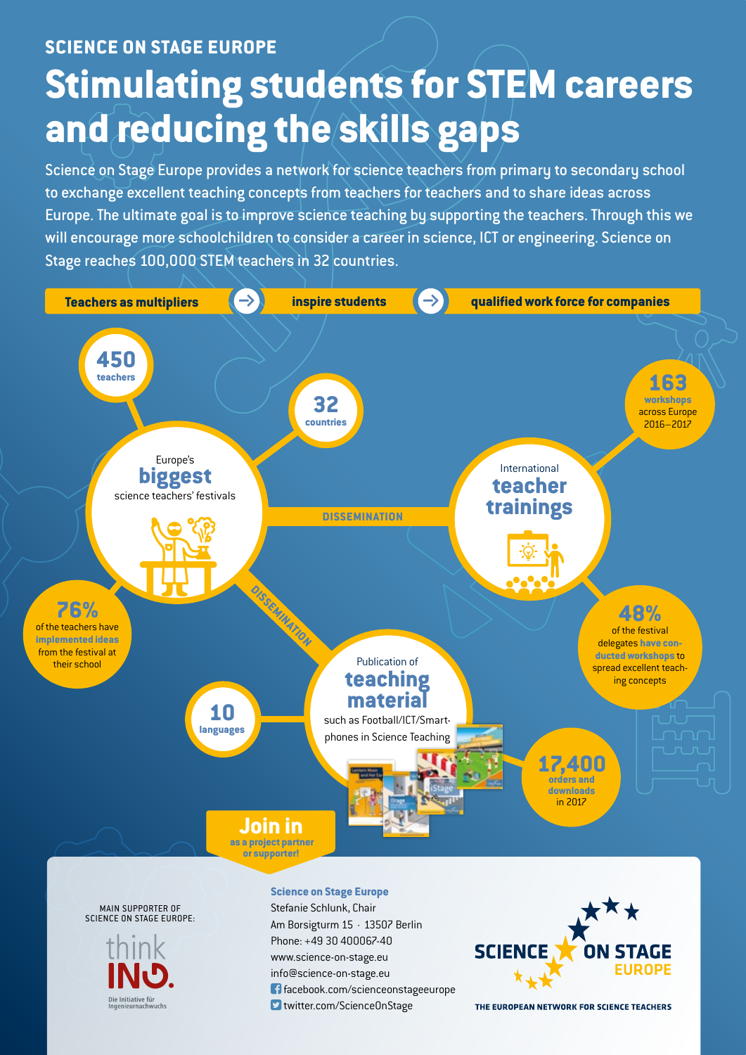## SCIENCE ON STAGE EUROPE

# Stimulating students for STEM careers and reducing the skills gaps

Science on Stage Europe provides a network for science teachers from primary to secondary school to exchange excellent teaching concepts from teachers for teachers and to share ideas across Europe. The ultimate goal is to improve science teaching by supporting the teachers. Through this we will encourage more schoolchildren to consider a career in science, ICT or engineering. Science on Stage reaches 100,000 STEM teachers in 32 countries.

**Teachers as multipliers** → **inspire students** → **qualified work force for companies**

Europe's **biggest** science teachers' festivals

- **450** teachers
- **32** countries
- **76%** of the teachers have **implemented ideas** from the festival at their school

DISSEMINATION

International **teacher trainings**

- **163** workshops across Europe 2016–2017
- **48%** of the festival delegates **have conducted workshops** to spread excellent teaching concepts

DISSEMINATION

Publication of **teaching material** such as Football/ICT/Smartphones in Science Teaching

- **10** languages
- **17,400** orders and downloads in 2017

**Join in** as a project partner or supporter!

MAIN SUPPORTER OF SCIENCE ON STAGE EUROPE:

think ING. Die Initiative für Ingenieurnachwuchs

**Science on Stage Europe**
Stefanie Schlunk, Chair
Am Borsigturm 15 · 13507 Berlin
Phone: +49 30 400067-40
www.science-on-stage.eu
info@science-on-stage.eu
facebook.com/scienceonstageeurope
twitter.com/ScienceOnStage

SCIENCE ON STAGE EUROPE
THE EUROPEAN NETWORK FOR SCIENCE TEACHERS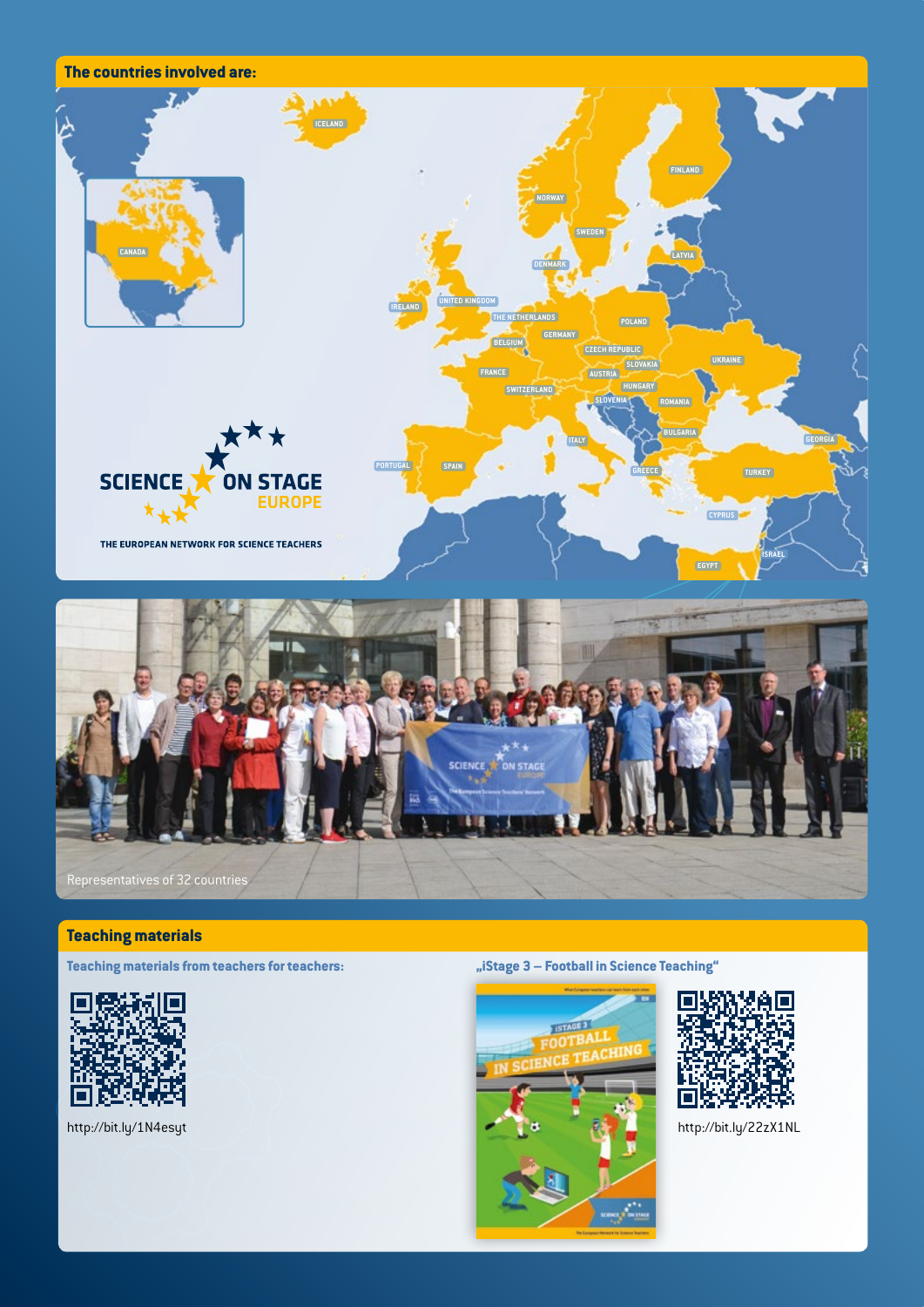## The countries involved are:

ICELAND
CANADA
FINLAND
NORWAY
SWEDEN
LATVIA
DENMARK
IRELAND
UNITED KINGDOM
THE NETHERLANDS
POLAND
BELGIUM
GERMANY
CZECH REPUBLIC
SLOVAKIA
UKRAINE
FRANCE
AUSTRIA
SWITZERLAND
HUNGARY
SLOVENIA
ROMANIA
BULGARIA
ITALY
GEORGIA
PORTUGAL
SPAIN
GREECE
TURKEY
CYPRUS
ISRAEL
EGYPT

SCIENCE ON STAGE EUROPE

THE EUROPEAN NETWORK FOR SCIENCE TEACHERS

Representatives of 32 countries

## Teaching materials

**Teaching materials from teachers for teachers:**

http://bit.ly/1N4esyt

**„iStage 3 – Football in Science Teaching“**

http://bit.ly/22zX1NL